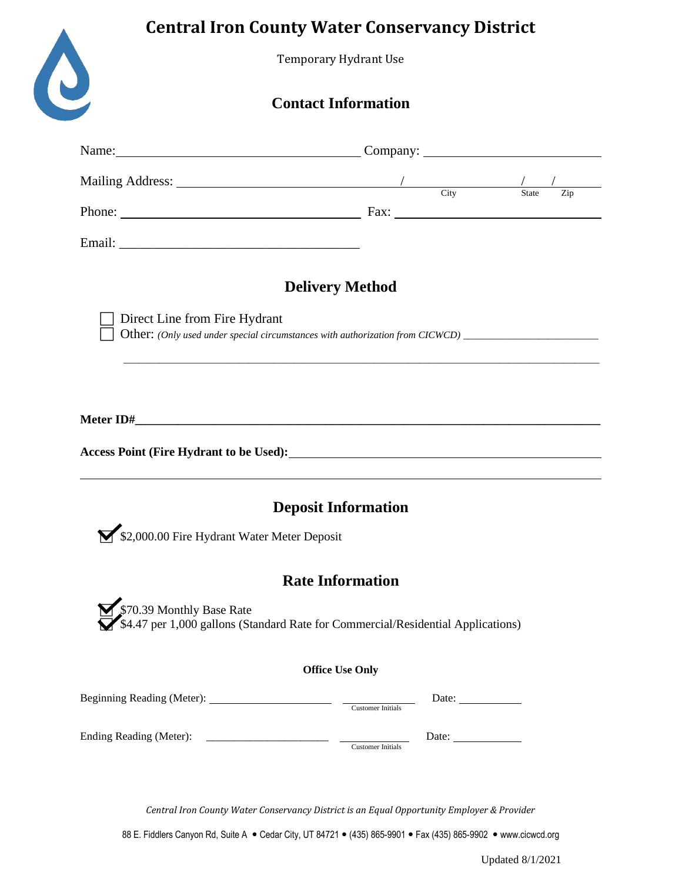# Central Iron County Water Conservancy District

Temporary Hydrant Use

## Contact Information

Name: \_\_\_\_\_\_\_\_\_\_\_\_\_\_\_\_\_\_\_\_ Company: \_\_\_\_\_\_\_\_\_\_\_\_\_\_\_\_\_\_\_\_

Mailing Address: \_\_\_\_\_\_\_\_\_\_\_\_\_\_\_\_\_\_\_\_ / \_\_\_\_\_\_\_\_\_\_ / \_\_\_\_\_ / \_\_\_\_\_
City State Zip

Phone: \_\_\_\_\_\_\_\_\_\_\_\_\_\_\_\_\_\_\_\_ Fax: \_\_\_\_\_\_\_\_\_\_\_\_\_\_\_\_\_\_\_\_

Email: \_\_\_\_\_\_\_\_\_\_\_\_\_\_\_\_\_\_\_\_

## Delivery Method

☐ Direct Line from Fire Hydrant
☐ Other: *(Only used under special circumstances with authorization from CICWCD)* \_\_\_\_\_\_\_\_\_\_\_\_\_\_\_\_\_\_\_\_

**Meter ID#**\_\_\_\_\_\_\_\_\_\_\_\_\_\_\_\_\_\_\_\_

**Access Point (Fire Hydrant to be Used):** \_\_\_\_\_\_\_\_\_\_\_\_\_\_\_\_\_\_\_\_

## Deposit Information

☑ $2,000.00 Fire Hydrant Water Meter Deposit

## Rate Information

☑ $70.39 Monthly Base Rate
☑ $4.47 per 1,000 gallons (Standard Rate for Commercial/Residential Applications)

**Office Use Only**

Beginning Reading (Meter): \_\_\_\_\_\_\_\_\_\_\_\_\_\_\_\_\_\_\_\_ \_\_\_\_\_\_\_\_\_\_ Customer Initials Date: \_\_\_\_\_\_\_\_\_\_

Ending Reading (Meter): \_\_\_\_\_\_\_\_\_\_\_\_\_\_\_\_\_\_\_\_ \_\_\_\_\_\_\_\_\_\_ Customer Initials Date: \_\_\_\_\_\_\_\_\_\_

*Central Iron County Water Conservancy District is an Equal Opportunity Employer & Provider*

88 E. Fiddlers Canyon Rd, Suite A • Cedar City, UT 84721 • (435) 865-9901 • Fax (435) 865-9902 • www.cicwcd.org

Updated 8/1/2021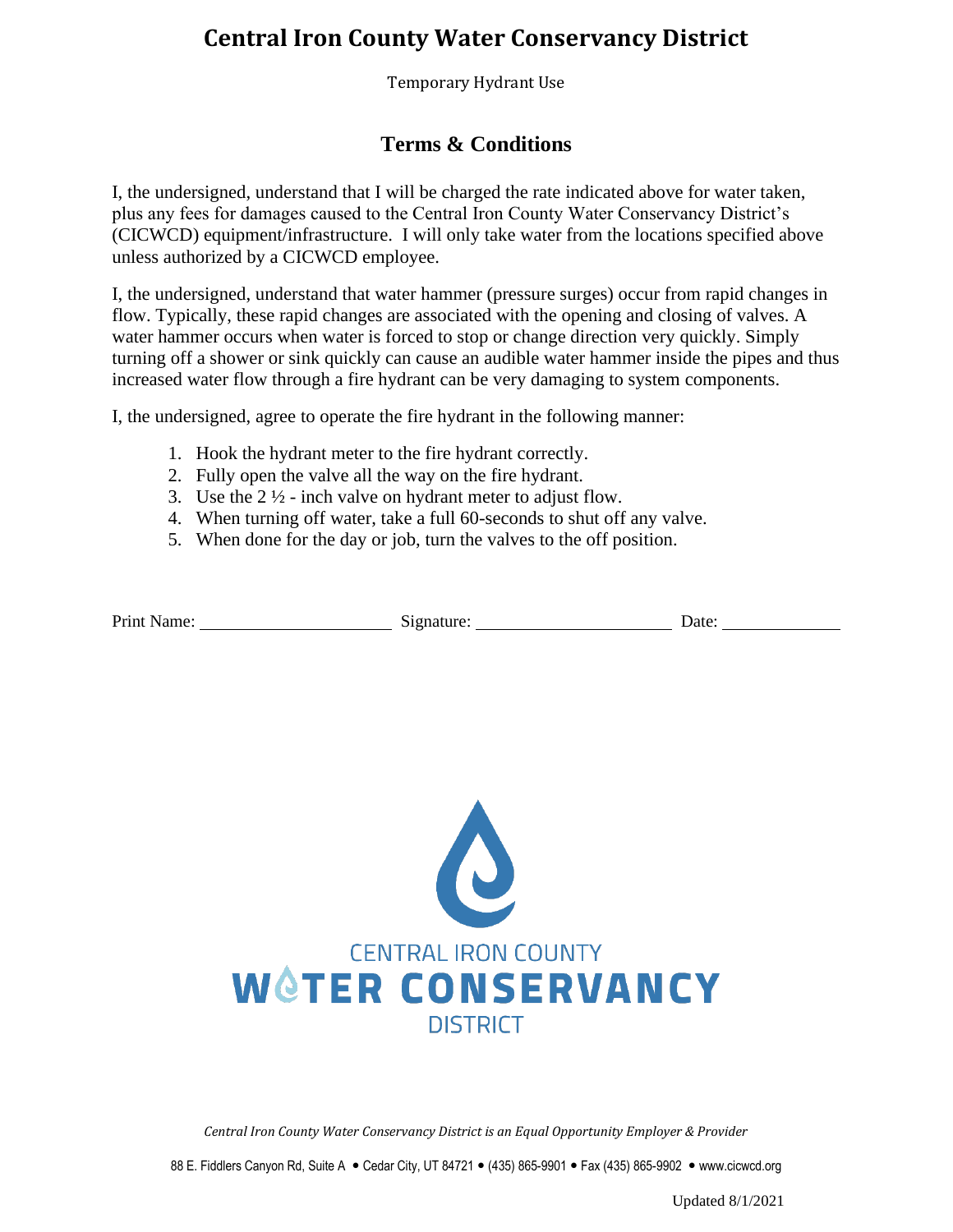# Central Iron County Water Conservancy District

Temporary Hydrant Use

## Terms & Conditions

I, the undersigned, understand that I will be charged the rate indicated above for water taken, plus any fees for damages caused to the Central Iron County Water Conservancy District's (CICWCD) equipment/infrastructure. I will only take water from the locations specified above unless authorized by a CICWCD employee.

I, the undersigned, understand that water hammer (pressure surges) occur from rapid changes in flow. Typically, these rapid changes are associated with the opening and closing of valves. A water hammer occurs when water is forced to stop or change direction very quickly. Simply turning off a shower or sink quickly can cause an audible water hammer inside the pipes and thus increased water flow through a fire hydrant can be very damaging to system components.

I, the undersigned, agree to operate the fire hydrant in the following manner:

1. Hook the hydrant meter to the fire hydrant correctly.
2. Fully open the valve all the way on the fire hydrant.
3. Use the 2 ½ - inch valve on hydrant meter to adjust flow.
4. When turning off water, take a full 60-seconds to shut off any valve.
5. When done for the day or job, turn the valves to the off position.

Print Name: ____________________ Signature: ____________________ Date: ____________

CENTRAL IRON COUNTY
WATER CONSERVANCY
DISTRICT

*Central Iron County Water Conservancy District is an Equal Opportunity Employer & Provider*

88 E. Fiddlers Canyon Rd, Suite A • Cedar City, UT 84721 • (435) 865-9901 • Fax (435) 865-9902 • www.cicwcd.org

Updated 8/1/2021